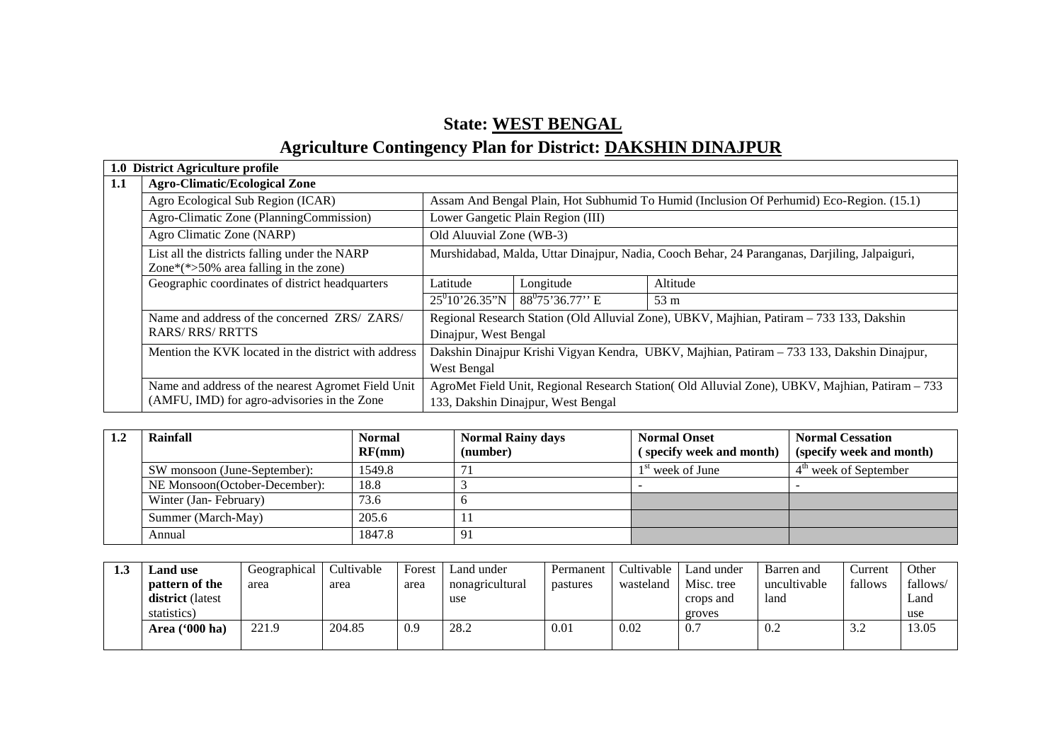# State: WEST BENGAL

# Agriculture Contingency Plan for District: DAKSHIN DINAJPUR

| 1.0 District Agriculture profile | | | | |
|---|---|---|---|---|
| 1.1 | Agro-Climatic/Ecological Zone | | | |
| | Agro Ecological Sub Region (ICAR) | Assam And Bengal Plain, Hot Subhumid To Humid (Inclusion Of Perhumid) Eco-Region. (15.1) | | |
| | Agro-Climatic Zone (PlanningCommission) | Lower Gangetic Plain Region (III) | | |
| | Agro Climatic Zone (NARP) | Old Aluuvial Zone (WB-3) | | |
| | List all the districts falling under the NARP Zone*(*>50% area falling in the zone) | Murshidabad, Malda, Uttar Dinajpur, Nadia, Cooch Behar, 24 Paranganas, Darjiling, Jalpaiguri, | | |
| | Geographic coordinates of district headquarters | Latitude | Longitude | Altitude |
| | | $25^0 10'26.35''$N | $88^0 75'36.77''$ E | 53 m |
| | Name and address of the concerned ZRS/ ZARS/ RARS/ RRS/ RRTTS | Regional Research Station (Old Alluvial Zone), UBKV, Majhian, Patiram – 733 133, Dakshin Dinajpur, West Bengal | | |
| | Mention the KVK located in the district with address | Dakshin Dinajpur Krishi Vigyan Kendra, UBKV, Majhian, Patiram – 733 133, Dakshin Dinajpur, West Bengal | | |
| | Name and address of the nearest Agromet Field Unit (AMFU, IMD) for agro-advisories in the Zone | AgroMet Field Unit, Regional Research Station( Old Alluvial Zone), UBKV, Majhian, Patiram – 733 133, Dakshin Dinajpur, West Bengal | | |

| 1.2 | Rainfall | Normal RF(mm) | Normal Rainy days (number) | Normal Onset ( specify week and month) | Normal Cessation (specify week and month) |
|---|---|---|---|---|---|
| | SW monsoon (June-September): | 1549.8 | 71 | 1st week of June | 4th week of September |
| | NE Monsoon(October-December): | 18.8 | 3 | - | - |
| | Winter (Jan- February) | 73.6 | 6 | | |
| | Summer (March-May) | 205.6 | 11 | | |
| | Annual | 1847.8 | 91 | | |

| 1.3 | Land use pattern of the district (latest statistics) | Geographical area | Cultivable area | Forest area | Land under nonagricultural use | Permanent pastures | Cultivable wasteland | Land under Misc. tree crops and groves | Barren and uncultivable land | Current fallows | Other fallows/ Land use |
|---|---|---|---|---|---|---|---|---|---|---|---|
| | Area ('000 ha) | 221.9 | 204.85 | 0.9 | 28.2 | 0.01 | 0.02 | 0.7 | 0.2 | 3.2 | 13.05 |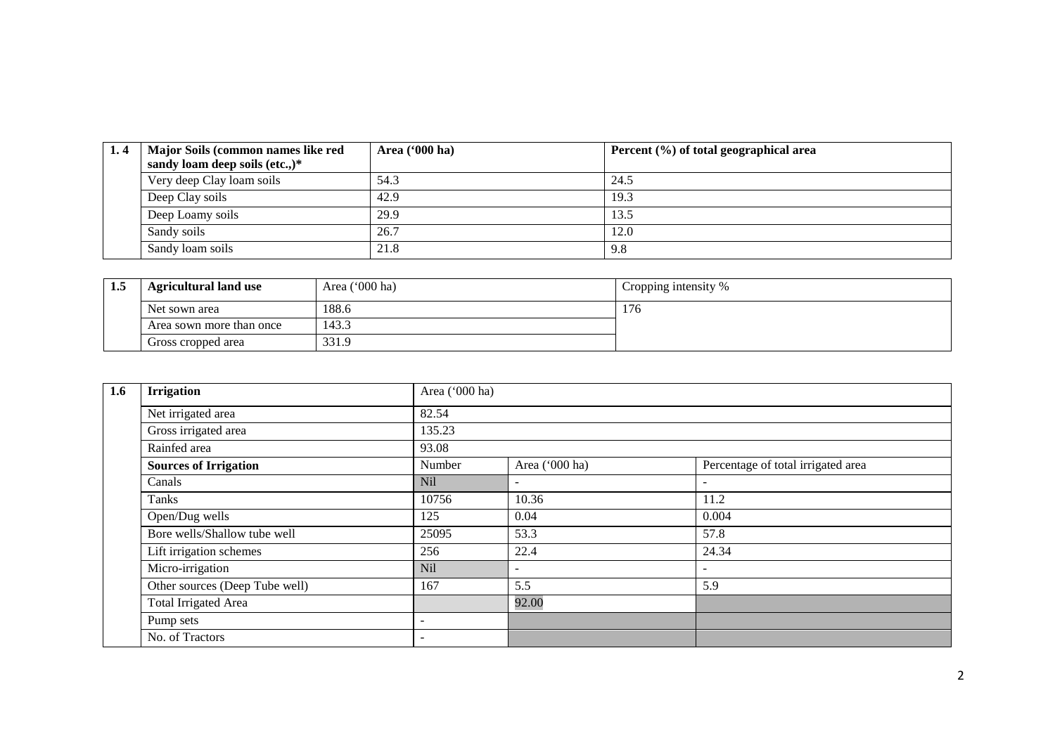| 1. 4 | Major Soils (common names like red sandy loam deep soils (etc.,)* | Area ('000 ha) | Percent (%) of total geographical area |
|---|---|---|---|
| | Very deep Clay loam soils | 54.3 | 24.5 |
| | Deep Clay soils | 42.9 | 19.3 |
| | Deep Loamy soils | 29.9 | 13.5 |
| | Sandy soils | 26.7 | 12.0 |
| | Sandy loam soils | 21.8 | 9.8 |

| 1.5 | Agricultural land use | Area ('000 ha) | Cropping intensity % |
|---|---|---|---|
| | Net sown area | 188.6 | 176 |
| | Area sown more than once | 143.3 | |
| | Gross cropped area | 331.9 | |

| 1.6 | Irrigation | Area ('000 ha) | | |
|---|---|---|---|---|
| | Net irrigated area | 82.54 | | |
| | Gross irrigated area | 135.23 | | |
| | Rainfed area | 93.08 | | |
| | **Sources of Irrigation** | Number | Area ('000 ha) | Percentage of total irrigated area |
| | Canals | Nil | - | - |
| | Tanks | 10756 | 10.36 | 11.2 |
| | Open/Dug wells | 125 | 0.04 | 0.004 |
| | Bore wells/Shallow tube well | 25095 | 53.3 | 57.8 |
| | Lift irrigation schemes | 256 | 22.4 | 24.34 |
| | Micro-irrigation | Nil | - | - |
| | Other sources (Deep Tube well) | 167 | 5.5 | 5.9 |
| | Total Irrigated Area | | 92.00 | |
| | Pump sets | - | | |
| | No. of Tractors | - | | |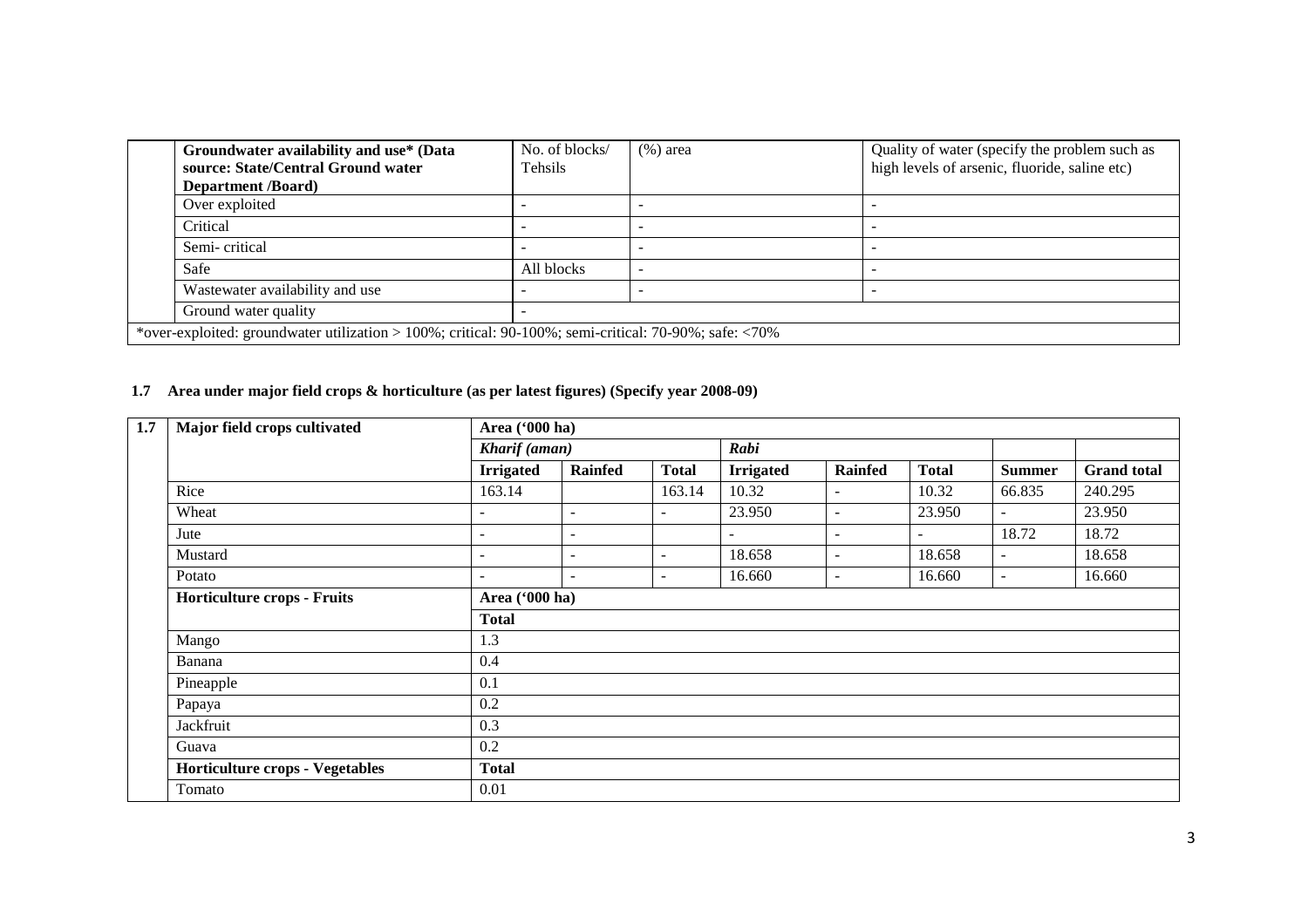| | Groundwater availability and use* (Data source: State/Central Ground water Department /Board) | No. of blocks/ Tehsils | (%) area | Quality of water (specify the problem such as high levels of arsenic, fluoride, saline etc) |
|---|---|---|---|---|
| | Over exploited | - | - | - |
| | Critical | - | - | - |
| | Semi- critical | - | - | - |
| | Safe | All blocks | - | - |
| | Wastewater availability and use | - | - | - |
| | Ground water quality | - | | |

*over-exploited: groundwater utilization > 100%; critical: 90-100%; semi-critical: 70-90%; safe: <70%

**1.7 Area under major field crops & horticulture (as per latest figures) (Specify year 2008-09)**

| 1.7 | Major field crops cultivated | Area ('000 ha) | | | | | | | |
|---|---|---|---|---|---|---|---|---|---|
| | | *Kharif (aman)* | | | *Rabi* | | | | |
| | | **Irrigated** | **Rainfed** | **Total** | **Irrigated** | **Rainfed** | **Total** | **Summer** | **Grand total** |
| | Rice | 163.14 | | 163.14 | 10.32 | - | 10.32 | 66.835 | 240.295 |
| | Wheat | - | - | - | 23.950 | - | 23.950 | - | 23.950 |
| | Jute | - | - | | - | - | - | 18.72 | 18.72 |
| | Mustard | - | - | - | 18.658 | - | 18.658 | - | 18.658 |
| | Potato | - | - | - | 16.660 | - | 16.660 | - | 16.660 |
| | **Horticulture crops - Fruits** | **Area ('000 ha)** | | | | | | | |
| | | **Total** | | | | | | | |
| | Mango | 1.3 | | | | | | | |
| | Banana | 0.4 | | | | | | | |
| | Pineapple | 0.1 | | | | | | | |
| | Papaya | 0.2 | | | | | | | |
| | Jackfruit | 0.3 | | | | | | | |
| | Guava | 0.2 | | | | | | | |
| | **Horticulture crops - Vegetables** | **Total** | | | | | | | |
| | Tomato | 0.01 | | | | | | | |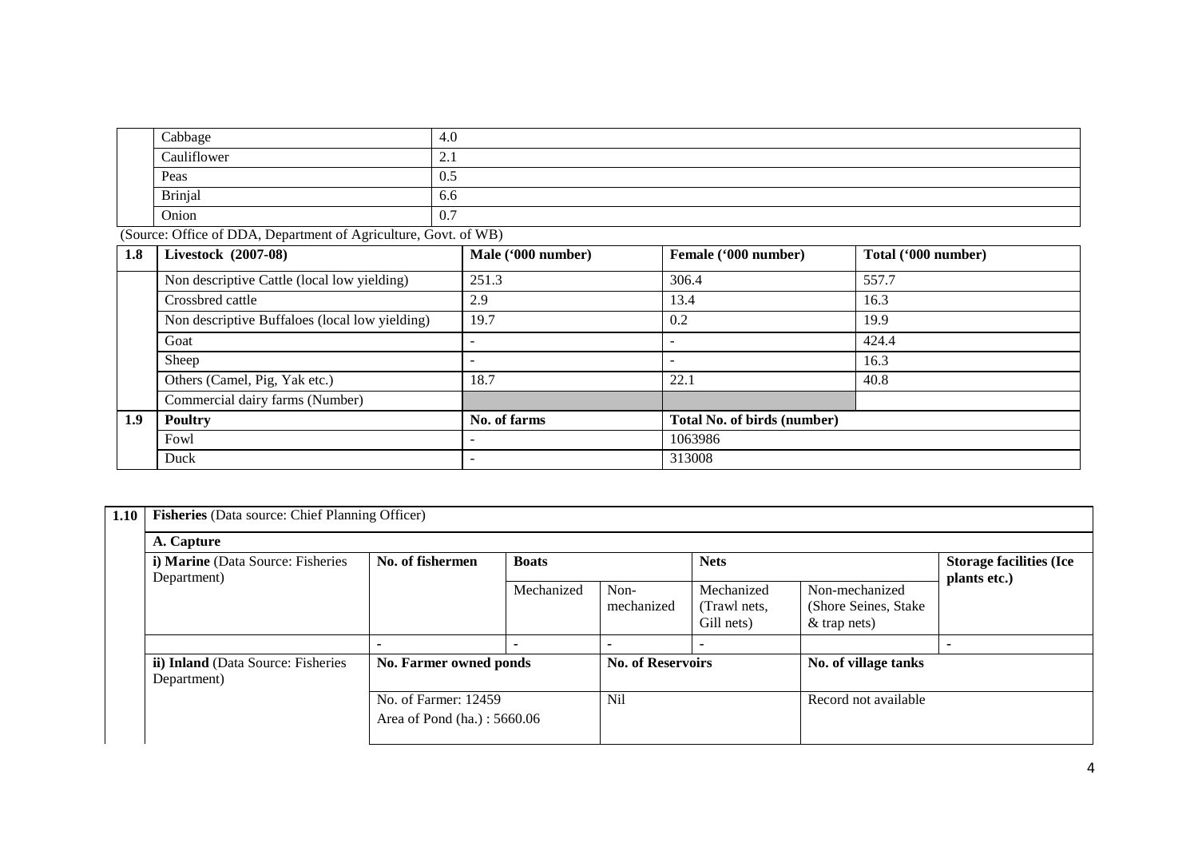| | | |
|---|---|---|
| | Cabbage | 4.0 |
| | Cauliflower | 2.1 |
| | Peas | 0.5 |
| | Brinjal | 6.6 |
| | Onion | 0.7 |

(Source: Office of DDA, Department of Agriculture, Govt. of WB)

| 1.8 | Livestock (2007-08) | Male ('000 number) | Female ('000 number) | Total ('000 number) |
|---|---|---|---|---|
| | Non descriptive Cattle (local low yielding) | 251.3 | 306.4 | 557.7 |
| | Crossbred cattle | 2.9 | 13.4 | 16.3 |
| | Non descriptive Buffaloes (local low yielding) | 19.7 | 0.2 | 19.9 |
| | Goat | - | - | 424.4 |
| | Sheep | - | - | 16.3 |
| | Others (Camel, Pig, Yak etc.) | 18.7 | 22.1 | 40.8 |
| | Commercial dairy farms (Number) | | | |
| **1.9** | **Poultry** | **No. of farms** | **Total No. of birds (number)** | |
| | Fowl | - | 1063986 | |
| | Duck | - | 313008 | |

| 1.10 | Fisheries (Data source: Chief Planning Officer) | | | | | | |
|---|---|---|---|---|---|---|---|
| | **A. Capture** | | | | | | |
| | **i) Marine** (Data Source: Fisheries Department) | **No. of fishermen** | **Boats** | | **Nets** | | **Storage facilities (Ice plants etc.)** |
| | | | Mechanized | Non-mechanized | Mechanized (Trawl nets, Gill nets) | Non-mechanized (Shore Seines, Stake & trap nets) | |
| | | - | - | - | - | | - |
| | **ii) Inland** (Data Source: Fisheries Department) | **No. Farmer owned ponds** | | **No. of Reservoirs** | | **No. of village tanks** | |
| | | No. of Farmer: 12459<br>Area of Pond (ha.) : 5660.06 | | Nil | | Record not available | |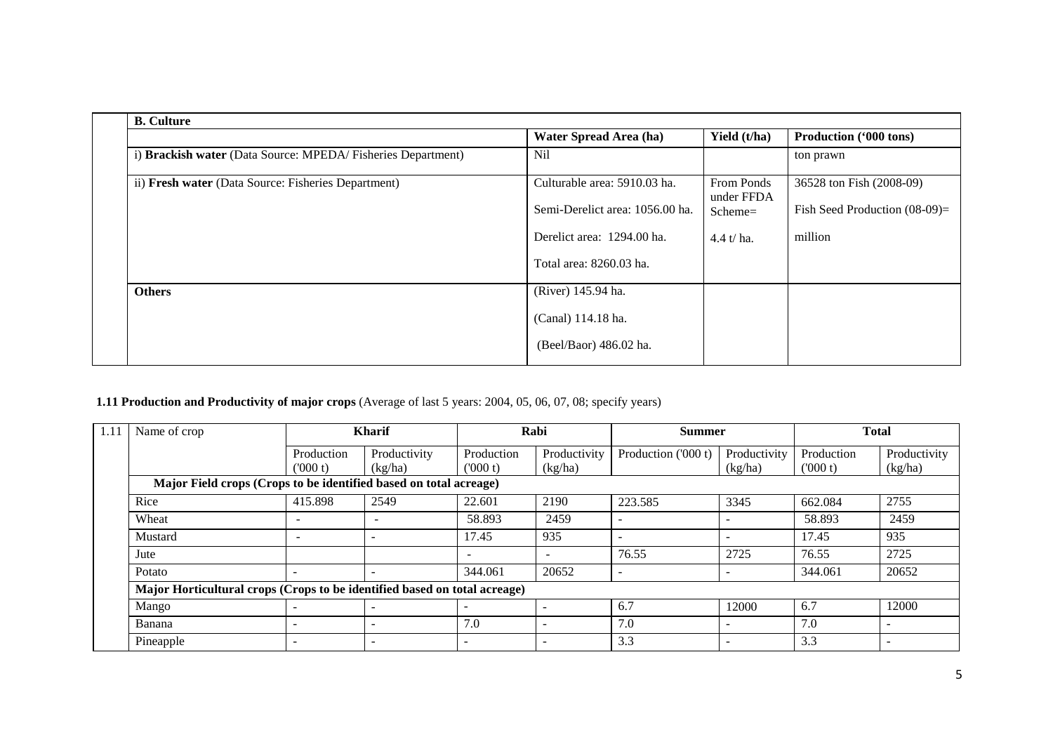| B. Culture | | | |
|---|---|---|---|
| | Water Spread Area (ha) | Yield (t/ha) | Production ('000 tons) |
| i) **Brackish water** (Data Source: MPEDA/ Fisheries Department) | Nil | | ton prawn |
| ii) **Fresh water** (Data Source: Fisheries Department) | Culturable area: 5910.03 ha. Semi-Derelict area: 1056.00 ha. Derelict area: 1294.00 ha. Total area: 8260.03 ha. | From Ponds under FFDA Scheme= 4.4 t/ ha. | 36528 ton Fish (2008-09) Fish Seed Production (08-09)= million |
| **Others** | (River) 145.94 ha. (Canal) 114.18 ha. (Beel/Baor) 486.02 ha. | | |

**1.11 Production and Productivity of major crops** (Average of last 5 years: 2004, 05, 06, 07, 08; specify years)

| 1.11 | Name of crop | Kharif | | Rabi | | Summer | | Total | |
|---|---|---|---|---|---|---|---|---|---|
| | | Production ('000 t) | Productivity (kg/ha) | Production ('000 t) | Productivity (kg/ha) | Production ('000 t) | Productivity (kg/ha) | Production ('000 t) | Productivity (kg/ha) |
| | **Major Field crops (Crops to be identified based on total acreage)** | | | | | | | | |
| | Rice | 415.898 | 2549 | 22.601 | 2190 | 223.585 | 3345 | 662.084 | 2755 |
| | Wheat | - | - | 58.893 | 2459 | - | - | 58.893 | 2459 |
| | Mustard | - | - | 17.45 | 935 | - | - | 17.45 | 935 |
| | Jute | | | - | - | 76.55 | 2725 | 76.55 | 2725 |
| | Potato | - | - | 344.061 | 20652 | - | - | 344.061 | 20652 |
| | **Major Horticultural crops (Crops to be identified based on total acreage)** | | | | | | | | |
| | Mango | - | - | - | - | 6.7 | 12000 | 6.7 | 12000 |
| | Banana | - | - | 7.0 | - | 7.0 | - | 7.0 | - |
| | Pineapple | - | - | - | - | 3.3 | - | 3.3 | - |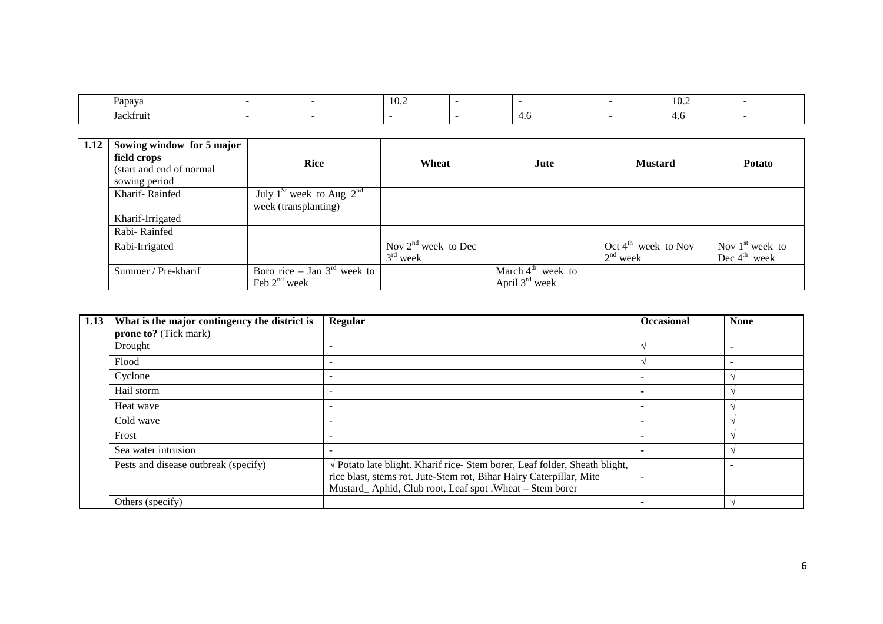| | Papaya | - | - | 10.2 | - | - | - | 10.2 | - |
|---|---|---|---|---|---|---|---|---|---|
| | Jackfruit | - | - | - | - | 4.6 | - | 4.6 | - |

| 1.12 | Sowing window for 5 major field crops (start and end of normal sowing period | Rice | Wheat | Jute | Mustard | Potato |
|---|---|---|---|---|---|---|
| | Kharif- Rainfed | July 1[St] week to Aug 2[nd] week (transplanting) | | | | |
| | Kharif-Irrigated | | | | | |
| | Rabi- Rainfed | | | | | |
| | Rabi-Irrigated | | Nov 2[nd] week to Dec 3[rd] week | | Oct 4[th] week to Nov 2[nd] week | Nov 1[st] week to Dec 4[th] week |
| | Summer / Pre-kharif | Boro rice – Jan 3[rd] week to Feb 2[nd] week | | March 4[th] week to April 3[rd] week | | |

| 1.13 | What is the major contingency the district is prone to? (Tick mark) | Regular | Occasional | None |
|---|---|---|---|---|
| | Drought | - | √ | - |
| | Flood | - | √ | - |
| | Cyclone | - | - | √ |
| | Hail storm | - | - | √ |
| | Heat wave | - | - | √ |
| | Cold wave | - | - | √ |
| | Frost | - | - | √ |
| | Sea water intrusion | - | - | √ |
| | Pests and disease outbreak (specify) | √ Potato late blight. Kharif rice- Stem borer, Leaf folder, Sheath blight, rice blast, stems rot. Jute-Stem rot, Bihar Hairy Caterpillar, Mite Mustard_ Aphid, Club root, Leaf spot .Wheat – Stem borer | - | - |
| | Others (specify) | | - | √ |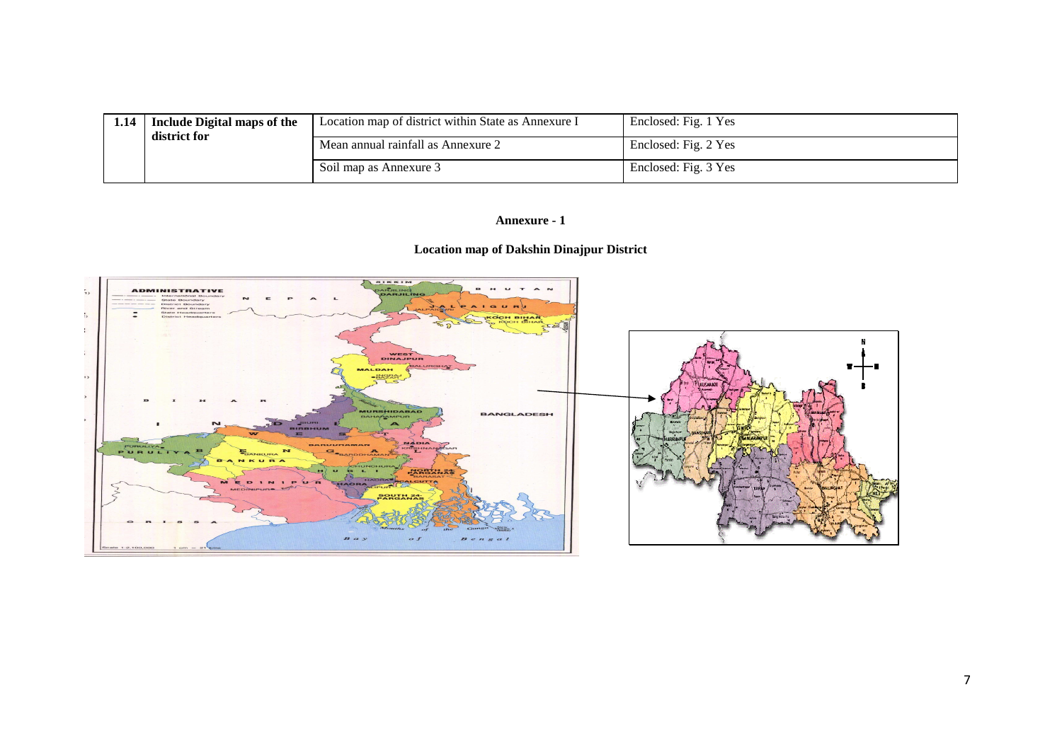| 1.14 | Include Digital maps of the district for | Location map of district within State as Annexure I | Enclosed: Fig. 1 Yes |
|---|---|---|---|
| | | Mean annual rainfall as Annexure 2 | Enclosed: Fig. 2 Yes |
| | | Soil map as Annexure 3 | Enclosed: Fig. 3 Yes |

**Annexure - 1**

**Location map of Dakshin Dinajpur District**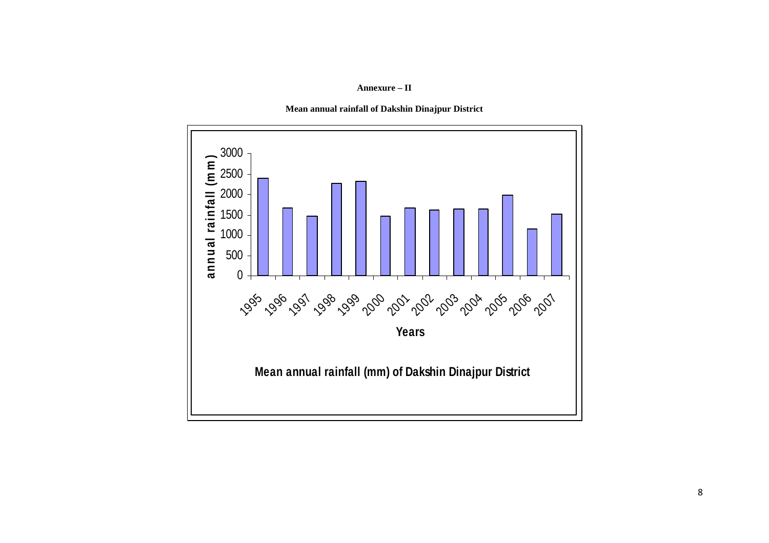**Annexure – II**

**Mean annual rainfall of Dakshin Dinajpur District**

annual rainfall (mm)

3000
2500
2000
1500
1000
500
0

1995 1996 1997 1998 1999 2000 2001 2002 2003 2004 2005 2006 2007

Years

**Mean annual rainfall (mm) of Dakshin Dinajpur District**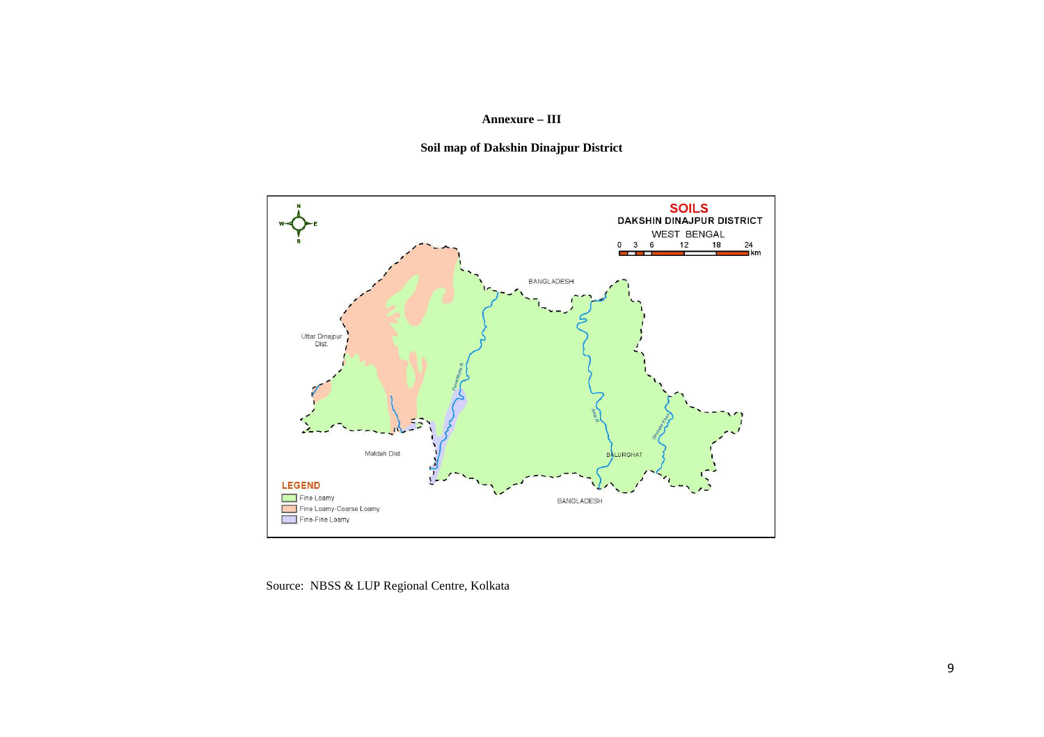**Annexure – III**

**Soil map of Dakshin Dinajpur District**

Source: NBSS & LUP Regional Centre, Kolkata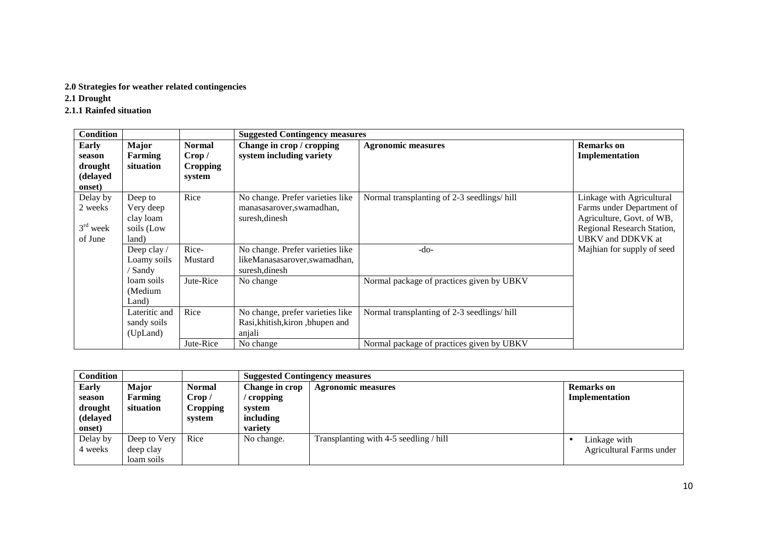**2.0 Strategies for weather related contingencies**

**2.1 Drought**

**2.1.1 Rainfed situation**

| Condition | | | Suggested Contingency measures | | |
|---|---|---|---|---|---|
| **Early season drought (delayed onset)** | **Major Farming situation** | **Normal Crop / Cropping system** | **Change in crop / cropping system including variety** | **Agronomic measures** | **Remarks on Implementation** |
| Delay by 2 weeks 3rd week of June | Deep to Very deep clay loam soils (Low land) | Rice | No change. Prefer varieties like manasasarover,swamadhan, suresh,dinesh | Normal transplanting of 2-3 seedlings/ hill | Linkage with Agricultural Farms under Department of Agriculture, Govt. of WB, Regional Research Station, UBKV and DDKVK at Majhian for supply of seed |
| | Deep clay / Loamy soils / Sandy loam soils (Medium Land) | Rice-Mustard | No change. Prefer varieties like likeManasasarover,swamadhan, suresh,dinesh | -do- | |
| | | Jute-Rice | No change | Normal package of practices given by UBKV | |
| | Lateritic and sandy soils (UpLand) | Rice | No change, prefer varieties like Rasi,khitish,kiron ,bhupen and anjali | Normal transplanting of 2-3 seedlings/ hill | |
| | | Jute-Rice | No change | Normal package of practices given by UBKV | |

| Condition | | | Suggested Contingency measures | | |
|---|---|---|---|---|---|
| **Early season drought (delayed onset)** | **Major Farming situation** | **Normal Crop / Cropping system** | **Change in crop / cropping system including variety** | **Agronomic measures** | **Remarks on Implementation** |
| Delay by 4 weeks | Deep to Very deep clay loam soils | Rice | No change. | Transplanting with 4-5 seedling / hill | • Linkage with Agricultural Farms under |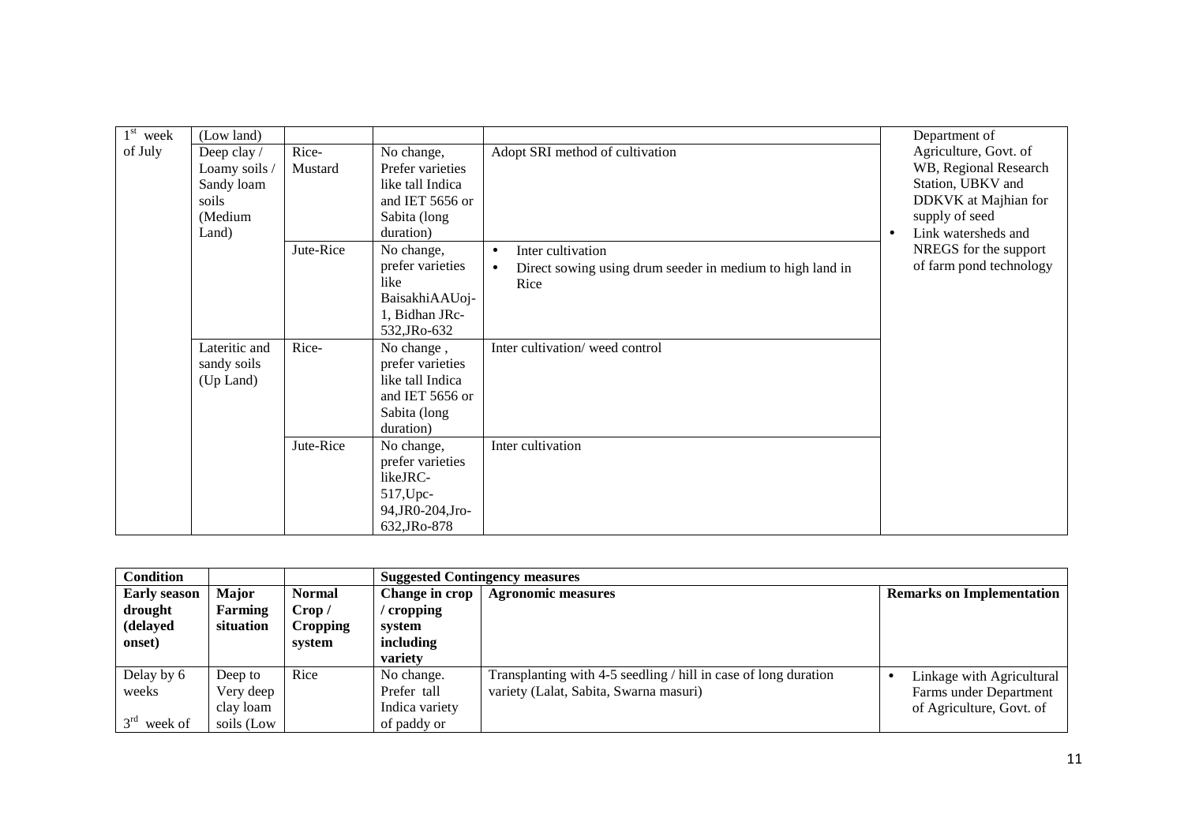| | | | | | |
|---|---|---|---|---|---|
| 1st week of July | (Low land) | | | | Department of Agriculture, Govt. of WB, Regional Research Station, UBKV and DDKVK at Majhian for supply of seed<br>• Link watersheds and NREGS for the support of farm pond technology |
| | Deep clay / Loamy soils / Sandy loam soils (Medium Land) | Rice-Mustard | No change, Prefer varieties like tall Indica and IET 5656 or Sabita (long duration) | Adopt SRI method of cultivation | |
| | | Jute-Rice | No change, prefer varieties like BaisakhiAAUoj-1, Bidhan JRc-532,JRo-632 | • Inter cultivation<br>• Direct sowing using drum seeder in medium to high land in Rice | |
| | Lateritic and sandy soils (Up Land) | Rice- | No change , prefer varieties like tall Indica and IET 5656 or Sabita (long duration) | Inter cultivation/ weed control | |
| | | Jute-Rice | No change, prefer varieties likeJRC-517,Upc-94,JR0-204,Jro-632,JRo-878 | Inter cultivation | |

| **Condition** | | | **Suggested Contingency measures** | | |
|---|---|---|---|---|---|
| **Early season drought (delayed onset)** | **Major Farming situation** | **Normal Crop / Cropping system** | **Change in crop / cropping system including variety** | **Agronomic measures** | **Remarks on Implementation** |
| Delay by 6 weeks<br><br>3rd week of | Deep to Very deep clay loam soils (Low | Rice | No change. Prefer tall Indica variety of paddy or | Transplanting with 4-5 seedling / hill in case of long duration variety (Lalat, Sabita, Swarna masuri) | • Linkage with Agricultural Farms under Department of Agriculture, Govt. of |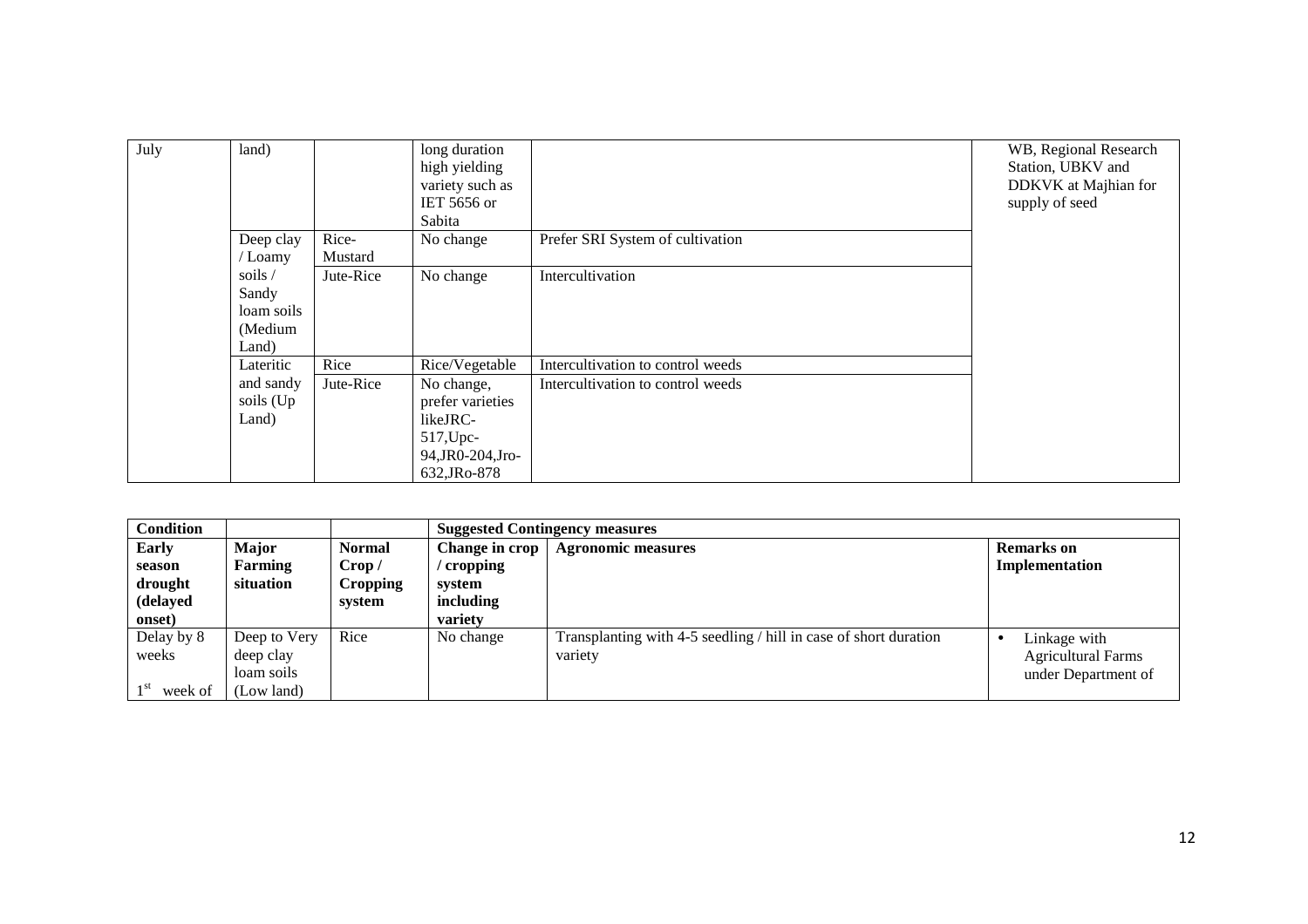| July | land) | | long duration high yielding variety such as IET 5656 or Sabita | | WB, Regional Research Station, UBKV and DDKVK at Majhian for supply of seed |
|---|---|---|---|---|---|
| | Deep clay / Loamy soils / Sandy loam soils (Medium Land) | Rice-Mustard | No change | Prefer SRI System of cultivation | |
| | | Jute-Rice | No change | Intercultivation | |
| | Lateritic and sandy soils (Up Land) | Rice | Rice/Vegetable | Intercultivation to control weeds | |
| | | Jute-Rice | No change, prefer varieties likeJRC-517,Upc-94,JR0-204,Jro-632,JRo-878 | Intercultivation to control weeds | |

| Condition | | | Suggested Contingency measures | | |
|---|---|---|---|---|---|
| Early season drought (delayed onset) | Major Farming situation | Normal Crop / Cropping system | Change in crop / cropping system including variety | Agronomic measures | Remarks on Implementation |
| Delay by 8 weeks<br><br>1st week of | Deep to Very deep clay loam soils (Low land) | Rice | No change | Transplanting with 4-5 seedling / hill in case of short duration variety | • Linkage with Agricultural Farms under Department of |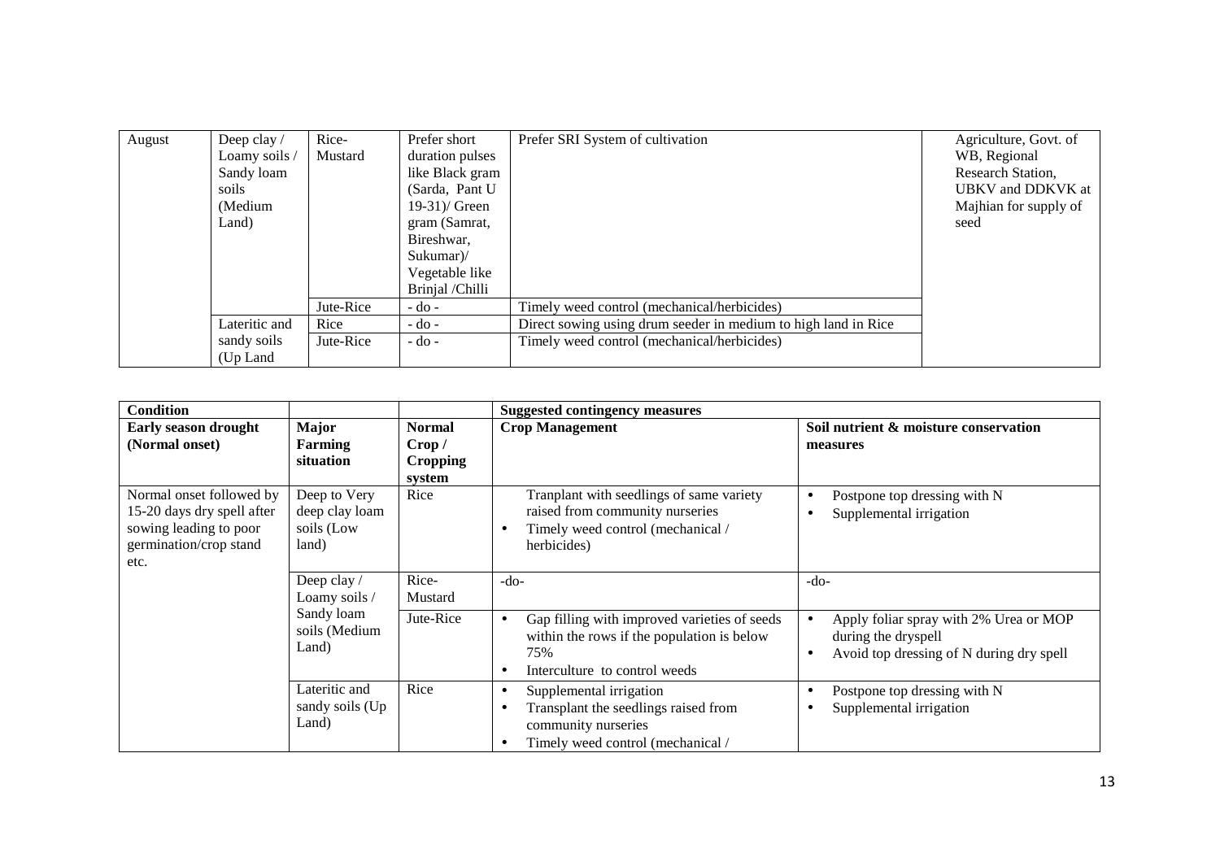| August | Deep clay / Loamy soils / Sandy loam soils (Medium Land) | Rice-Mustard | Prefer short duration pulses like Black gram (Sarda, Pant U 19-31)/ Green gram (Samrat, Bireshwar, Sukumar)/ Vegetable like Brinjal /Chilli | Prefer SRI System of cultivation | Agriculture, Govt. of WB, Regional Research Station, UBKV and DDKVK at Majhian for supply of seed |
|---|---|---|---|---|---|
| | | Jute-Rice | - do - | Timely weed control (mechanical/herbicides) | |
| | Lateritic and sandy soils (Up Land | Rice | - do - | Direct sowing using drum seeder in medium to high land in Rice | |
| | | Jute-Rice | - do - | Timely weed control (mechanical/herbicides) | |

| **Condition** | | | **Suggested contingency measures** | |
|---|---|---|---|---|
| **Early season drought (Normal onset)** | **Major Farming situation** | **Normal Crop / Cropping system** | **Crop Management** | **Soil nutrient & moisture conservation measures** |
| Normal onset followed by 15-20 days dry spell after sowing leading to poor germination/crop stand etc. | Deep to Very deep clay loam soils (Low land) | Rice | Tranplant with seedlings of same variety raised from community nurseries<br>• Timely weed control (mechanical / herbicides) | • Postpone top dressing with N<br>• Supplemental irrigation |
| | Deep clay / Loamy soils / Sandy loam soils (Medium Land) | Rice-Mustard | -do- | -do- |
| | | Jute-Rice | • Gap filling with improved varieties of seeds within the rows if the population is below 75%<br>• Interculture to control weeds | • Apply foliar spray with 2% Urea or MOP during the dryspell<br>• Avoid top dressing of N during dry spell |
| | Lateritic and sandy soils (Up Land) | Rice | • Supplemental irrigation<br>• Transplant the seedlings raised from community nurseries<br>• Timely weed control (mechanical / | • Postpone top dressing with N<br>• Supplemental irrigation |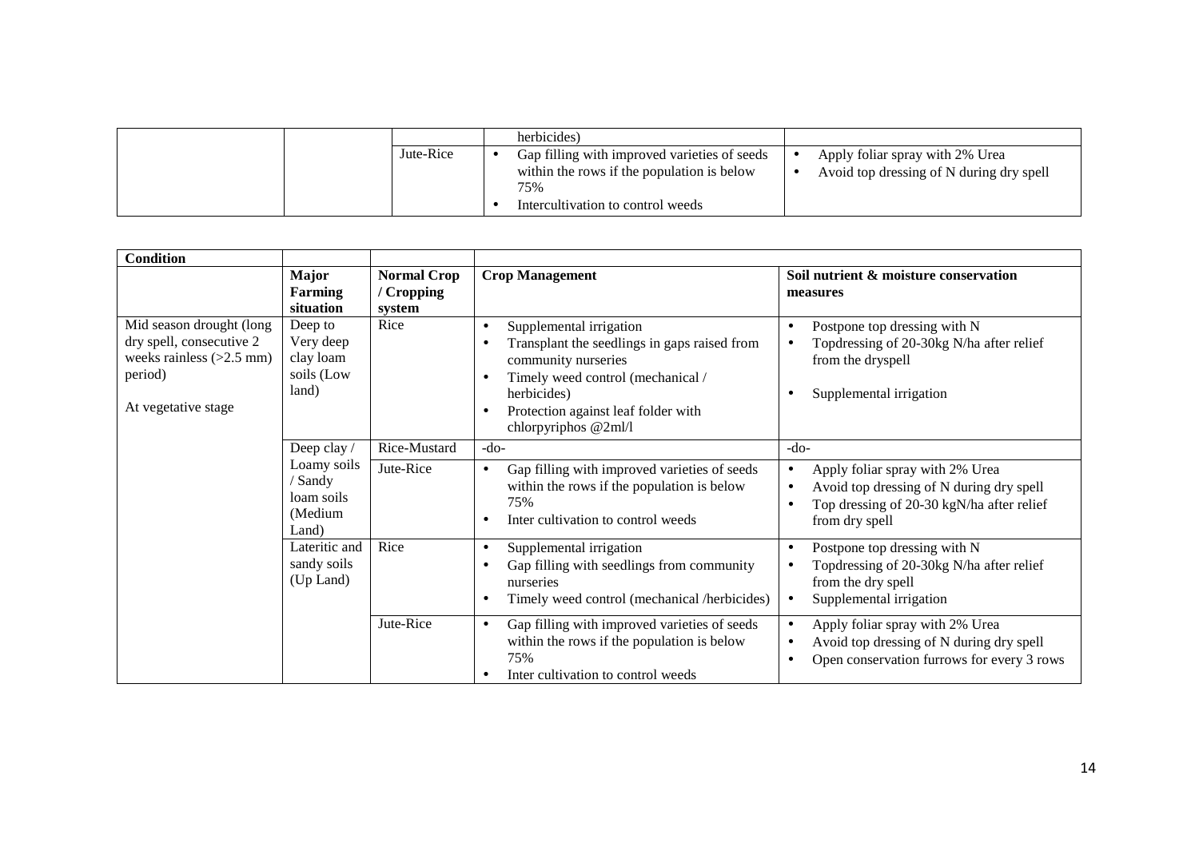| | | | herbicides) | |
|---|---|---|---|---|
| | | Jute-Rice | • Gap filling with improved varieties of seeds within the rows if the population is below 75%<br>• Intercultivation to control weeds | • Apply foliar spray with 2% Urea<br>• Avoid top dressing of N during dry spell |

| Condition | | | | |
|---|---|---|---|---|
| | **Major Farming situation** | **Normal Crop / Cropping system** | **Crop Management** | **Soil nutrient & moisture conservation measures** |
| Mid season drought (long dry spell, consecutive 2 weeks rainless (>2.5 mm) period)<br><br>At vegetative stage | Deep to Very deep clay loam soils (Low land) | Rice | • Supplemental irrigation<br>• Transplant the seedlings in gaps raised from community nurseries<br>• Timely weed control (mechanical / herbicides)<br>• Protection against leaf folder with chlorpyriphos @2ml/l | • Postpone top dressing with N<br>• Topdressing of 20-30kg N/ha after relief from the dryspell<br>• Supplemental irrigation |
| | Deep clay / Loamy soils / Sandy loam soils (Medium Land) | Rice-Mustard | -do- | -do- |
| | | Jute-Rice | • Gap filling with improved varieties of seeds within the rows if the population is below 75%<br>• Inter cultivation to control weeds | • Apply foliar spray with 2% Urea<br>• Avoid top dressing of N during dry spell<br>• Top dressing of 20-30 kgN/ha after relief from dry spell |
| | Lateritic and sandy soils (Up Land) | Rice | • Supplemental irrigation<br>• Gap filling with seedlings from community nurseries<br>• Timely weed control (mechanical /herbicides) | • Postpone top dressing with N<br>• Topdressing of 20-30kg N/ha after relief from the dry spell<br>• Supplemental irrigation |
| | | Jute-Rice | • Gap filling with improved varieties of seeds within the rows if the population is below 75%<br>• Inter cultivation to control weeds | • Apply foliar spray with 2% Urea<br>• Avoid top dressing of N during dry spell<br>• Open conservation furrows for every 3 rows |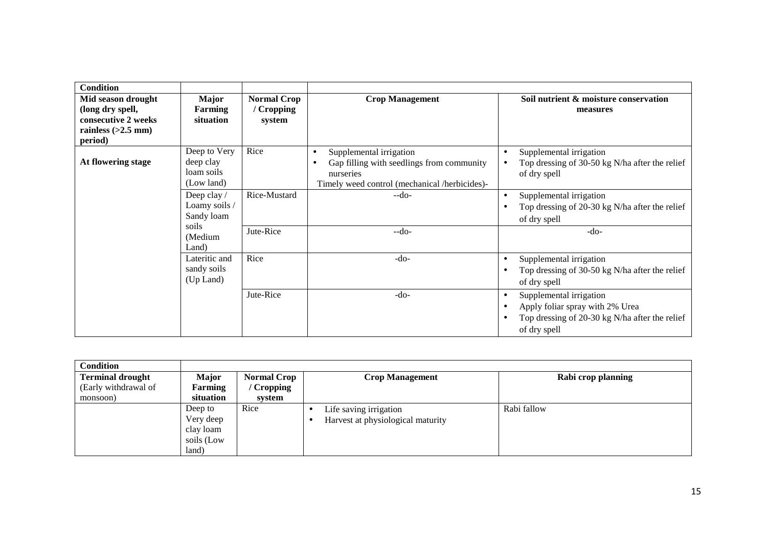| Condition | | | | |
|---|---|---|---|---|
| **Mid season drought (long dry spell, consecutive 2 weeks rainless (>2.5 mm) period)** | **Major Farming situation** | **Normal Crop / Cropping system** | **Crop Management** | **Soil nutrient & moisture conservation measures** |
| **At flowering stage** | Deep to Very deep clay loam soils (Low land) | Rice | • Supplemental irrigation<br>• Gap filling with seedlings from community nurseries<br>Timely weed control (mechanical /herbicides)- | • Supplemental irrigation<br>• Top dressing of 30-50 kg N/ha after the relief of dry spell |
| | Deep clay / Loamy soils / Sandy loam soils (Medium Land) | Rice-Mustard | --do- | • Supplemental irrigation<br>• Top dressing of 20-30 kg N/ha after the relief of dry spell |
| | | Jute-Rice | --do- | -do- |
| | Lateritic and sandy soils (Up Land) | Rice | -do- | • Supplemental irrigation<br>• Top dressing of 30-50 kg N/ha after the relief of dry spell |
| | | Jute-Rice | -do- | • Supplemental irrigation<br>• Apply foliar spray with 2% Urea<br>• Top dressing of 20-30 kg N/ha after the relief of dry spell |

| Condition | | | | |
|---|---|---|---|---|
| **Terminal drought** (Early withdrawal of monsoon) | **Major Farming situation** | **Normal Crop / Cropping system** | **Crop Management** | **Rabi crop planning** |
| | Deep to Very deep clay loam soils (Low land) | Rice | • Life saving irrigation<br>• Harvest at physiological maturity | Rabi fallow |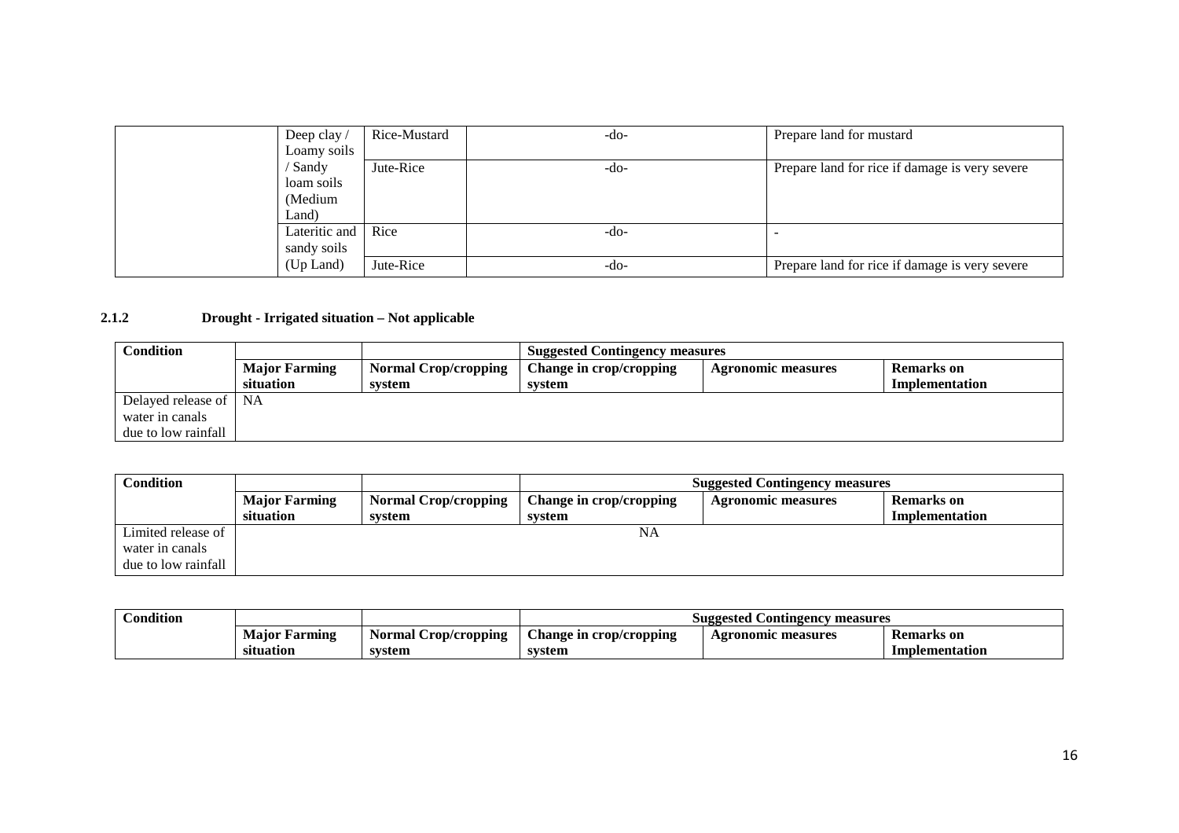| | | | | |
|---|---|---|---|---|
| | Deep clay / Loamy soils / Sandy loam soils (Medium Land) | Rice-Mustard | -do- | Prepare land for mustard |
| | | Jute-Rice | -do- | Prepare land for rice if damage is very severe |
| | Lateritic and sandy soils (Up Land) | Rice | -do- | - |
| | | Jute-Rice | -do- | Prepare land for rice if damage is very severe |

**2.1.2 Drought - Irrigated situation – Not applicable**

| Condition | | | Suggested Contingency measures | | |
|---|---|---|---|---|---|
| | **Major Farming situation** | **Normal Crop/cropping system** | **Change in crop/cropping system** | **Agronomic measures** | **Remarks on Implementation** |
| Delayed release of water in canals due to low rainfall | NA | | | | |

| Condition | | | Suggested Contingency measures | | |
|---|---|---|---|---|---|
| | **Major Farming situation** | **Normal Crop/cropping system** | **Change in crop/cropping system** | **Agronomic measures** | **Remarks on Implementation** |
| Limited release of water in canals due to low rainfall | | | NA | | |

| Condition | | | Suggested Contingency measures | | |
|---|---|---|---|---|---|
| | **Major Farming situation** | **Normal Crop/cropping system** | **Change in crop/cropping system** | **Agronomic measures** | **Remarks on Implementation** |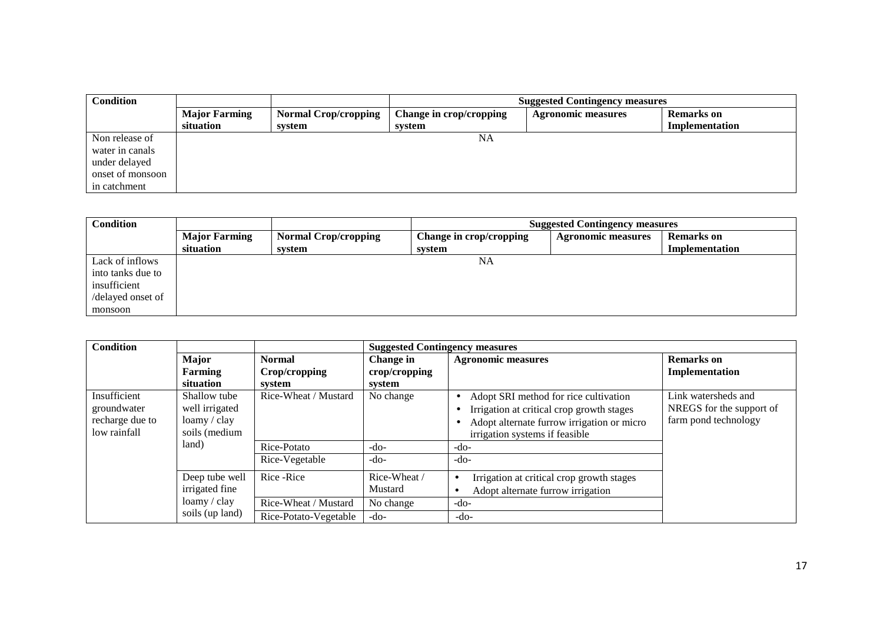| Condition | | | Suggested Contingency measures | | |
|---|---|---|---|---|---|
| | **Major Farming situation** | **Normal Crop/cropping system** | **Change in crop/cropping system** | **Agronomic measures** | **Remarks on Implementation** |
| Non release of water in canals under delayed onset of monsoon in catchment | NA | | | | |

| Condition | | | Suggested Contingency measures | | |
|---|---|---|---|---|---|
| | **Major Farming situation** | **Normal Crop/cropping system** | **Change in crop/cropping system** | **Agronomic measures** | **Remarks on Implementation** |
| Lack of inflows into tanks due to insufficient /delayed onset of monsoon | NA | | | | |

| Condition | | | Suggested Contingency measures | | |
|---|---|---|---|---|---|
| | **Major Farming situation** | **Normal Crop/cropping system** | **Change in crop/cropping system** | **Agronomic measures** | **Remarks on Implementation** |
| Insufficient groundwater recharge due to low rainfall | Shallow tube well irrigated loamy / clay soils (medium land) | Rice-Wheat / Mustard | No change | • Adopt SRI method for rice cultivation<br>• Irrigation at critical crop growth stages<br>• Adopt alternate furrow irrigation or micro irrigation systems if feasible | Link watersheds and NREGS for the support of farm pond technology |
| | | Rice-Potato | -do- | -do- | |
| | | Rice-Vegetable | -do- | -do- | |
| | Deep tube well irrigated fine loamy / clay soils (up land) | Rice -Rice | Rice-Wheat / Mustard | • Irrigation at critical crop growth stages<br>• Adopt alternate furrow irrigation | |
| | | Rice-Wheat / Mustard | No change | -do- | |
| | | Rice-Potato-Vegetable | -do- | -do- | |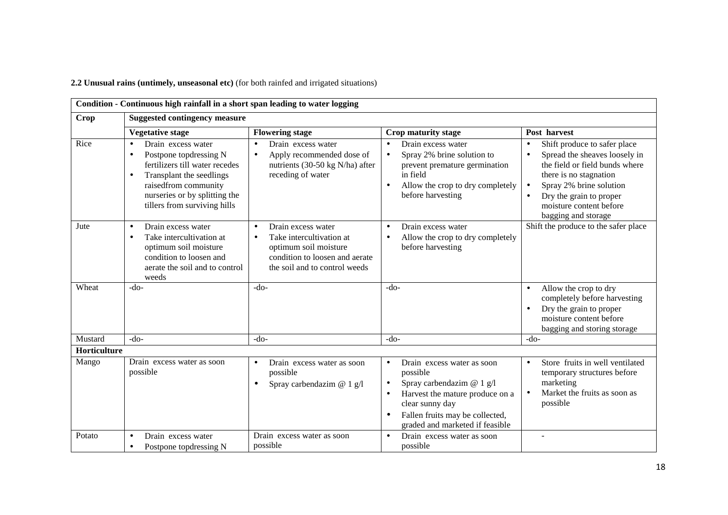**2.2 Unusual rains (untimely, unseasonal etc)** (for both rainfed and irrigated situations)

| **Condition - Continuous high rainfall in a short span leading to water logging** | | | | |
|---|---|---|---|---|
| **Crop** | **Suggested contingency measure** | | | |
| | **Vegetative stage** | **Flowering stage** | **Crop maturity stage** | **Post harvest** |
| Rice | • Drain excess water<br>• Postpone topdressing N fertilizers till water recedes<br>• Transplant the seedlings raisedfrom community nurseries or by splitting the tillers from surviving hills | • Drain excess water<br>• Apply recommended dose of nutrients (30-50 kg N/ha) after receding of water | • Drain excess water<br>• Spray 2% brine solution to prevent premature germination in field<br>• Allow the crop to dry completely before harvesting | • Shift produce to safer place<br>• Spread the sheaves loosely in the field or field bunds where there is no stagnation<br>• Spray 2% brine solution<br>• Dry the grain to proper moisture content before bagging and storage |
| Jute | • Drain excess water<br>• Take intercultivation at optimum soil moisture condition to loosen and aerate the soil and to control weeds | • Drain excess water<br>• Take intercultivation at optimum soil moisture condition to loosen and aerate the soil and to control weeds | • Drain excess water<br>• Allow the crop to dry completely before harvesting | Shift the produce to the safer place |
| Wheat | -do- | -do- | -do- | • Allow the crop to dry completely before harvesting<br>• Dry the grain to proper moisture content before bagging and storing storage |
| Mustard | -do- | -do- | -do- | -do- |
| **Horticulture** | | | | |
| Mango | Drain excess water as soon possible | • Drain excess water as soon possible<br>• Spray carbendazim @ 1 g/l | • Drain excess water as soon possible<br>• Spray carbendazim @ 1 g/l<br>• Harvest the mature produce on a clear sunny day<br>• Fallen fruits may be collected, graded and marketed if feasible | • Store fruits in well ventilated temporary structures before marketing<br>• Market the fruits as soon as possible |
| Potato | • Drain excess water<br>• Postpone topdressing N | Drain excess water as soon possible | • Drain excess water as soon possible | - |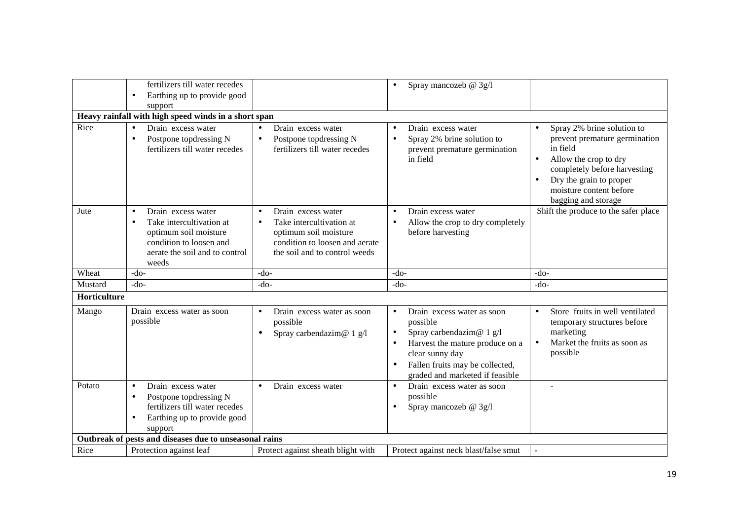|  |  |  |  |  |
|---|---|---|---|---|
|  | fertilizers till water recedes<br>• Earthing up to provide good support |  | • Spray mancozeb @ 3g/l |  |
| **Heavy rainfall with high speed winds in a short span** |  |  |  |  |
| Rice | • Drain excess water<br>• Postpone topdressing N fertilizers till water recedes | • Drain excess water<br>• Postpone topdressing N fertilizers till water recedes | • Drain excess water<br>• Spray 2% brine solution to prevent premature germination in field | • Spray 2% brine solution to prevent premature germination in field<br>• Allow the crop to dry completely before harvesting<br>• Dry the grain to proper moisture content before bagging and storage |
| Jute | • Drain excess water<br>• Take intercultivation at optimum soil moisture condition to loosen and aerate the soil and to control weeds | • Drain excess water<br>• Take intercultivation at optimum soil moisture condition to loosen and aerate the soil and to control weeds | • Drain excess water<br>• Allow the crop to dry completely before harvesting | Shift the produce to the safer place |
| Wheat | -do- | -do- | -do- | -do- |
| Mustard | -do- | -do- | -do- | -do- |
| **Horticulture** |  |  |  |  |
| Mango | Drain excess water as soon possible | • Drain excess water as soon possible<br>• Spray carbendazim@ 1 g/l | • Drain excess water as soon possible<br>• Spray carbendazim@ 1 g/l<br>• Harvest the mature produce on a clear sunny day<br>• Fallen fruits may be collected, graded and marketed if feasible | • Store fruits in well ventilated temporary structures before marketing<br>• Market the fruits as soon as possible |
| Potato | • Drain excess water<br>• Postpone topdressing N fertilizers till water recedes<br>• Earthing up to provide good support | • Drain excess water | • Drain excess water as soon possible<br>• Spray mancozeb @ 3g/l | - |
| **Outbreak of pests and diseases due to unseasonal rains** |  |  |  |  |
| Rice | Protection against leaf | Protect against sheath blight with | Protect against neck blast/false smut | - |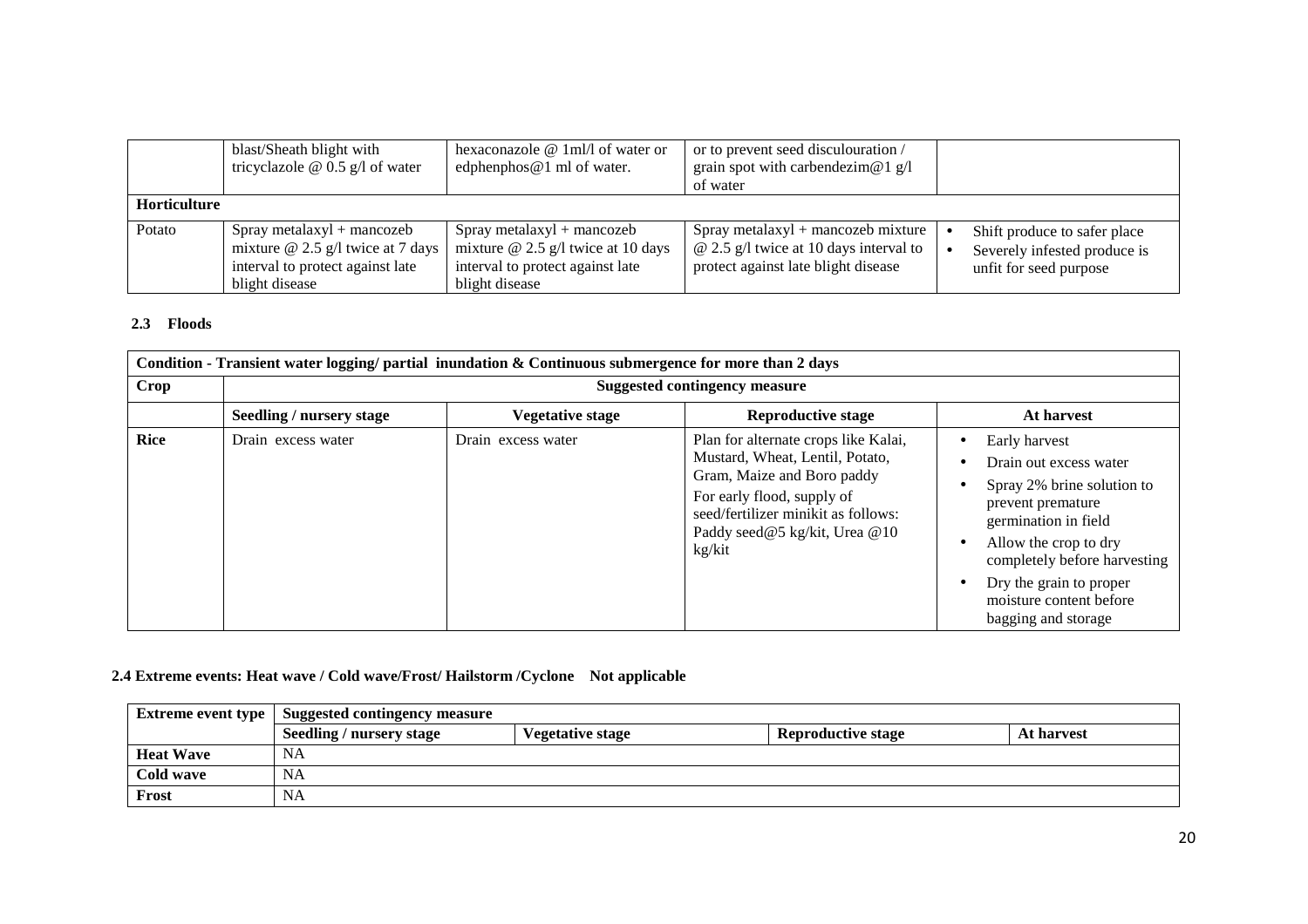|  | blast/Sheath blight with tricyclazole @ 0.5 g/l of water | hexaconazole @ 1ml/l of water or edphenphos@1 ml of water. | or to prevent seed disculouration / grain spot with carbendezim@1 g/l of water |  |
|---|---|---|---|---|
| **Horticulture** |  |  |  |  |
| Potato | Spray metalaxyl + mancozeb mixture @ 2.5 g/l twice at 7 days interval to protect against late blight disease | Spray metalaxyl + mancozeb mixture @ 2.5 g/l twice at 10 days interval to protect against late blight disease | Spray metalaxyl + mancozeb mixture @ 2.5 g/l twice at 10 days interval to protect against late blight disease | • Shift produce to safer place<br>• Severely infested produce is unfit for seed purpose |

### 2.3 Floods

| **Condition - Transient water logging/ partial inundation & Continuous submergence for more than 2 days** | | | | |
|---|---|---|---|---|
| **Crop** | **Suggested contingency measure** | | | |
|  | **Seedling / nursery stage** | **Vegetative stage** | **Reproductive stage** | **At harvest** |
| **Rice** | Drain excess water | Drain excess water | Plan for alternate crops like Kalai, Mustard, Wheat, Lentil, Potato, Gram, Maize and Boro paddy<br>For early flood, supply of seed/fertilizer minikit as follows: Paddy seed@5 kg/kit, Urea @10 kg/kit | • Early harvest<br>• Drain out excess water<br>• Spray 2% brine solution to prevent premature germination in field<br>• Allow the crop to dry completely before harvesting<br>• Dry the grain to proper moisture content before bagging and storage |

### 2.4 Extreme events: Heat wave / Cold wave/Frost/ Hailstorm /Cyclone Not applicable

| **Extreme event type** | **Suggested contingency measure** | | | |
|---|---|---|---|---|
|  | **Seedling / nursery stage** | **Vegetative stage** | **Reproductive stage** | **At harvest** |
| **Heat Wave** | NA | | | |
| **Cold wave** | NA | | | |
| **Frost** | NA | | | |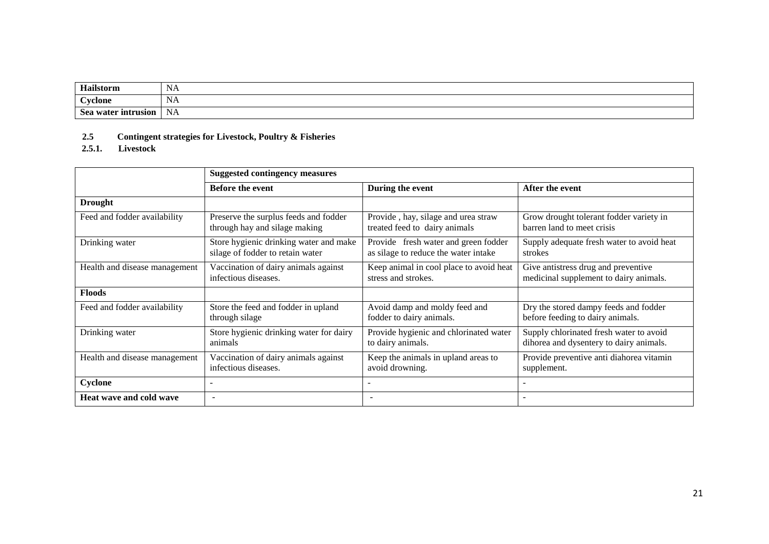| Hailstorm | NA |
|---|---|
| Cyclone | NA |
| Sea water intrusion | NA |

**2.5 Contingent strategies for Livestock, Poultry & Fisheries**

**2.5.1. Livestock**

| | Suggested contingency measures | | |
|---|---|---|---|
| | **Before the event** | **During the event** | **After the event** |
| **Drought** | | | |
| Feed and fodder availability | Preserve the surplus feeds and fodder through hay and silage making | Provide , hay, silage and urea straw treated feed to dairy animals | Grow drought tolerant fodder variety in barren land to meet crisis |
| Drinking water | Store hygienic drinking water and make silage of fodder to retain water | Provide fresh water and green fodder as silage to reduce the water intake | Supply adequate fresh water to avoid heat strokes |
| Health and disease management | Vaccination of dairy animals against infectious diseases. | Keep animal in cool place to avoid heat stress and strokes. | Give antistress drug and preventive medicinal supplement to dairy animals. |
| **Floods** | | | |
| Feed and fodder availability | Store the feed and fodder in upland through silage | Avoid damp and moldy feed and fodder to dairy animals. | Dry the stored dampy feeds and fodder before feeding to dairy animals. |
| Drinking water | Store hygienic drinking water for dairy animals | Provide hygienic and chlorinated water to dairy animals. | Supply chlorinated fresh water to avoid dihorea and dysentery to dairy animals. |
| Health and disease management | Vaccination of dairy animals against infectious diseases. | Keep the animals in upland areas to avoid drowning. | Provide preventive anti diahorea vitamin supplement. |
| **Cyclone** | - | - | - |
| **Heat wave and cold wave** | - | - | - |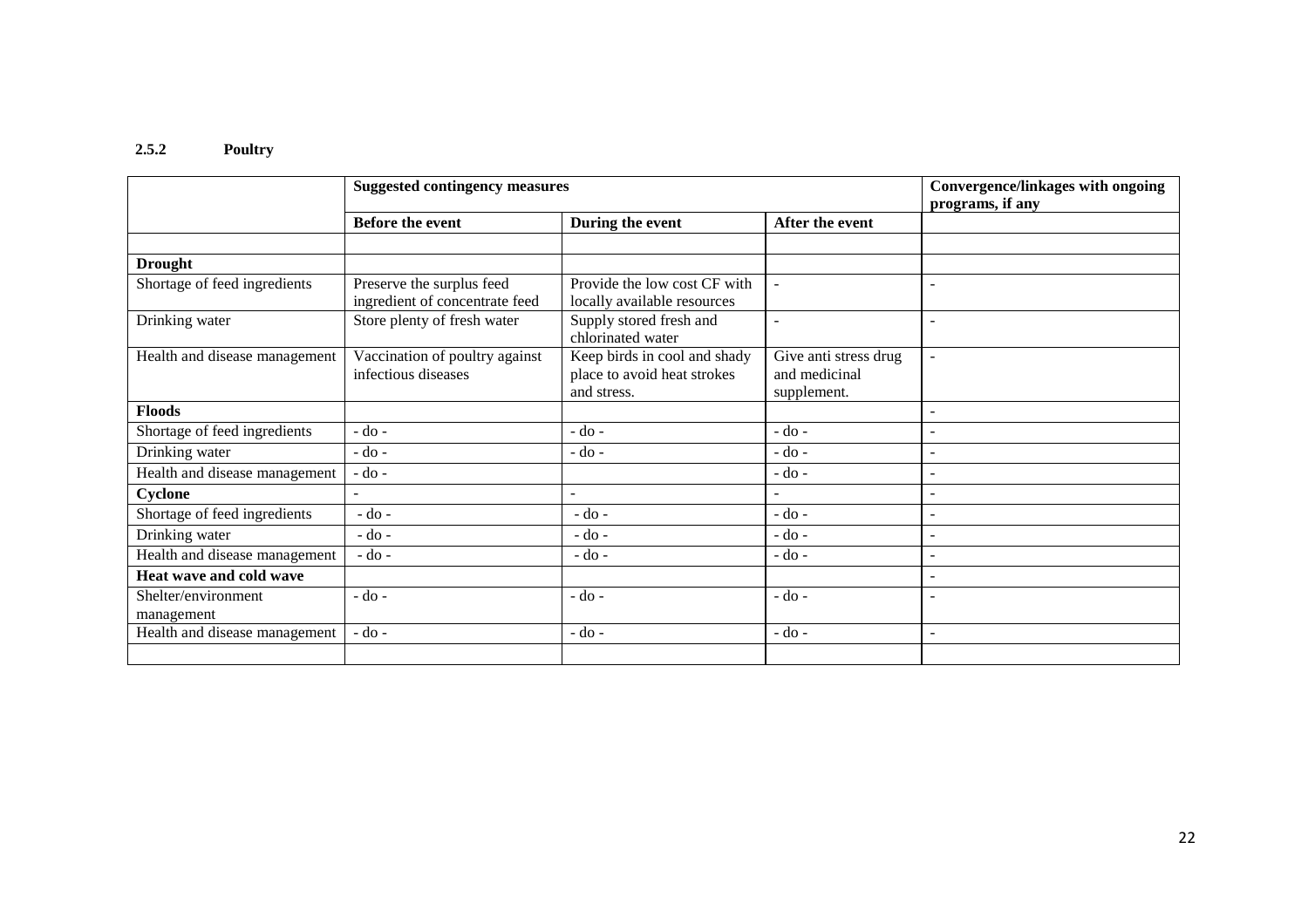### 2.5.2 Poultry

| | Suggested contingency measures | | | Convergence/linkages with ongoing programs, if any |
|---|---|---|---|---|
| | **Before the event** | **During the event** | **After the event** | |
| | | | | |
| **Drought** | | | | |
| Shortage of feed ingredients | Preserve the surplus feed ingredient of concentrate feed | Provide the low cost CF with locally available resources | - | - |
| Drinking water | Store plenty of fresh water | Supply stored fresh and chlorinated water | - | - |
| Health and disease management | Vaccination of poultry against infectious diseases | Keep birds in cool and shady place to avoid heat strokes and stress. | Give anti stress drug and medicinal supplement. | - |
| **Floods** | | | | - |
| Shortage of feed ingredients | - do - | - do - | - do - | - |
| Drinking water | - do - | - do - | - do - | - |
| Health and disease management | - do - | | - do - | - |
| **Cyclone** | - | - | - | - |
| Shortage of feed ingredients | - do - | - do - | - do - | - |
| Drinking water | - do - | - do - | - do - | - |
| Health and disease management | - do - | - do - | - do - | - |
| **Heat wave and cold wave** | | | | - |
| Shelter/environment management | - do - | - do - | - do - | - |
| Health and disease management | - do - | - do - | - do - | - |
| | | | | |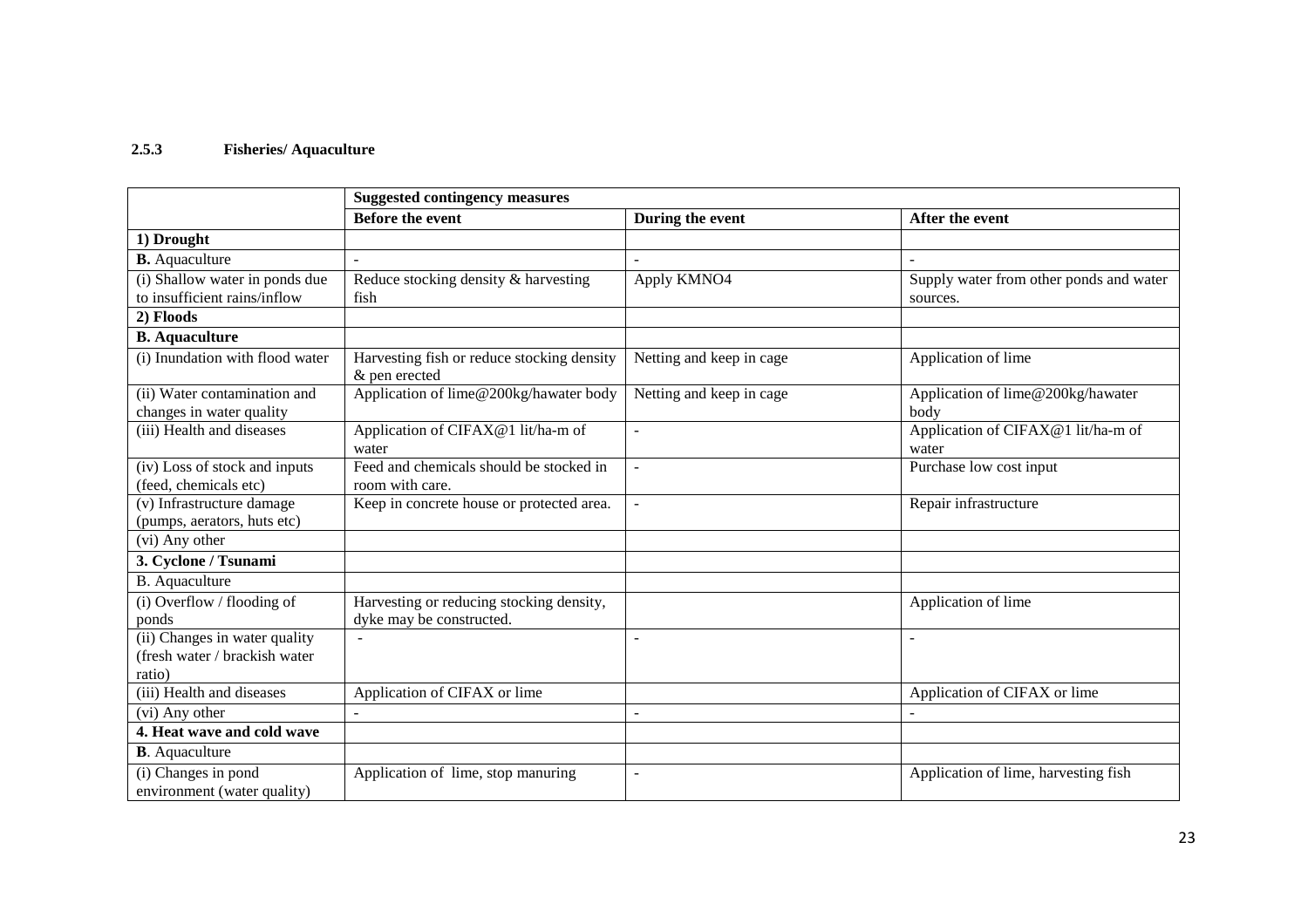**2.5.3 Fisheries/ Aquaculture**

| | Suggested contingency measures | | |
|---|---|---|---|
| | **Before the event** | **During the event** | **After the event** |
| **1) Drought** | | | |
| **B.** Aquaculture | - | - | - |
| (i) Shallow water in ponds due to insufficient rains/inflow | Reduce stocking density & harvesting fish | Apply $KMNO_4$ | Supply water from other ponds and water sources. |
| **2) Floods** | | | |
| **B. Aquaculture** | | | |
| (i) Inundation with flood water | Harvesting fish or reduce stocking density & pen erected | Netting and keep in cage | Application of lime |
| (ii) Water contamination and changes in water quality | Application of lime@200kg/hawater body | Netting and keep in cage | Application of lime@200kg/hawater body |
| (iii) Health and diseases | Application of CIFAX@1 lit/ha-m of water | - | Application of CIFAX@1 lit/ha-m of water |
| (iv) Loss of stock and inputs (feed, chemicals etc) | Feed and chemicals should be stocked in room with care. | - | Purchase low cost input |
| (v) Infrastructure damage (pumps, aerators, huts etc) | Keep in concrete house or protected area. | - | Repair infrastructure |
| (vi) Any other | | | |
| **3. Cyclone / Tsunami** | | | |
| B. Aquaculture | | | |
| (i) Overflow / flooding of ponds | Harvesting or reducing stocking density, dyke may be constructed. | | Application of lime |
| (ii) Changes in water quality (fresh water / brackish water ratio) | - | - | - |
| (iii) Health and diseases | Application of CIFAX or lime | | Application of CIFAX or lime |
| (vi) Any other | - | - | - |
| **4. Heat wave and cold wave** | | | |
| **B**. Aquaculture | | | |
| (i) Changes in pond environment (water quality) | Application of lime, stop manuring | - | Application of lime, harvesting fish |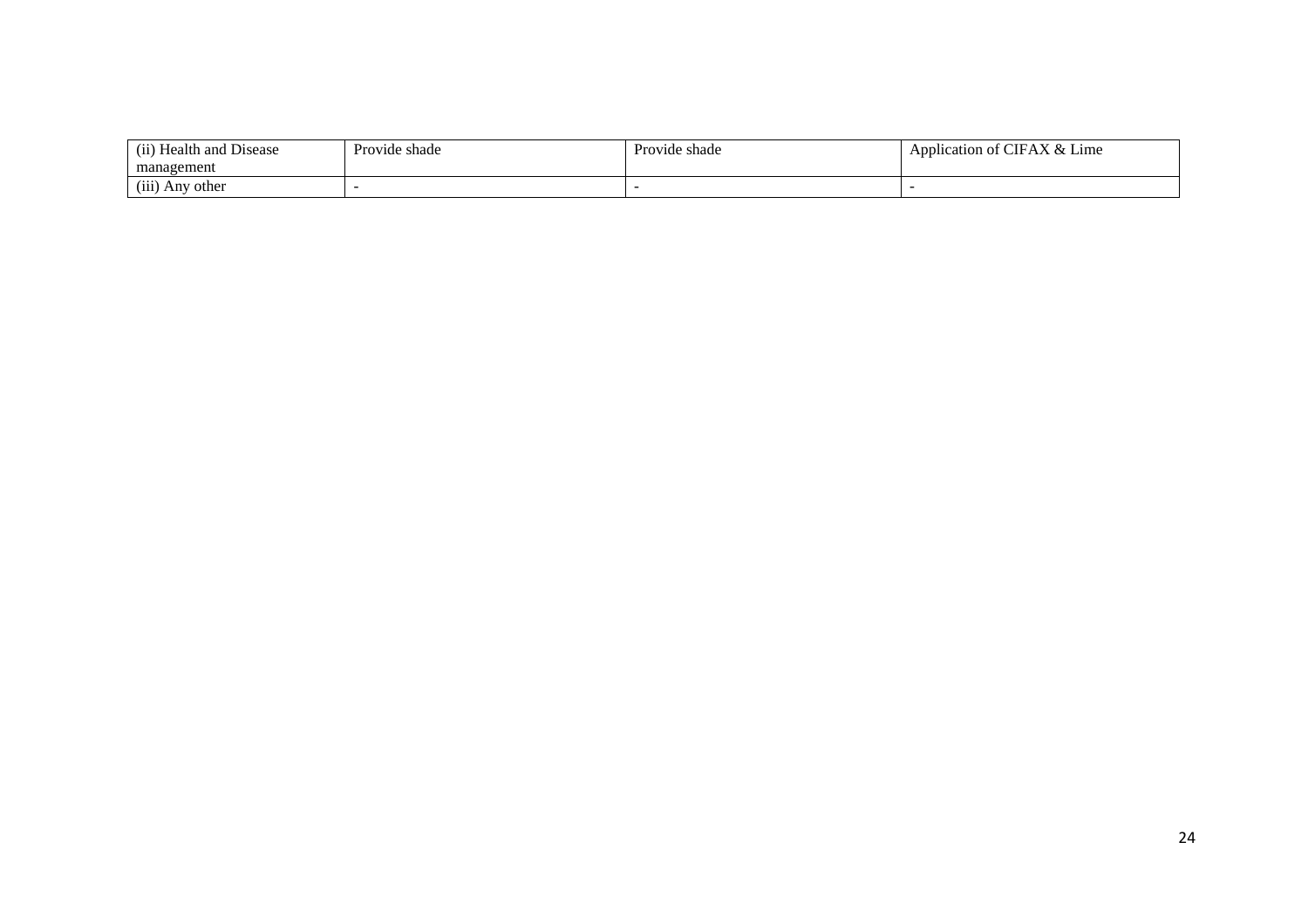| | | | |
|---|---|---|---|
| (ii) Health and Disease management | Provide shade | Provide shade | Application of CIFAX & Lime |
| (iii) Any other | - | - | - |